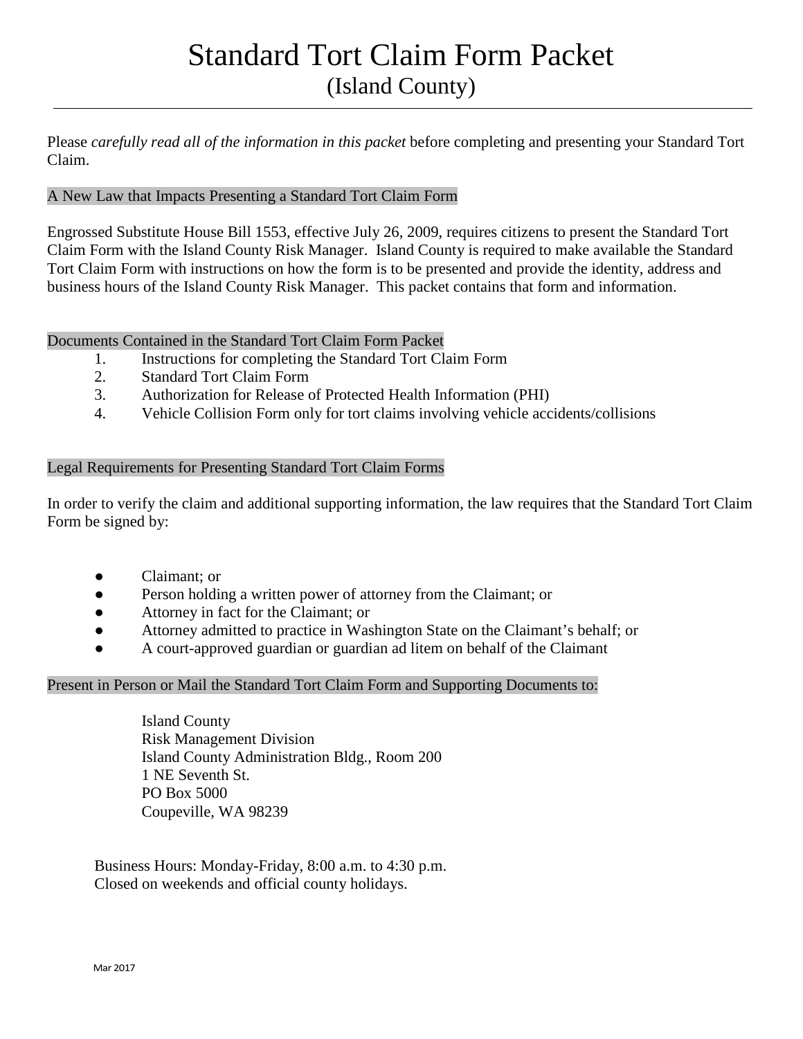# Standard Tort Claim Form Packet
## (Island County)

---

Please *carefully read all of the information in this packet* before completing and presenting your Standard Tort Claim.

### A New Law that Impacts Presenting a Standard Tort Claim Form

Engrossed Substitute House Bill 1553, effective July 26, 2009, requires citizens to present the Standard Tort Claim Form with the Island County Risk Manager. Island County is required to make available the Standard Tort Claim Form with instructions on how the form is to be presented and provide the identity, address and business hours of the Island County Risk Manager. This packet contains that form and information.

### Documents Contained in the Standard Tort Claim Form Packet

1. Instructions for completing the Standard Tort Claim Form
2. Standard Tort Claim Form
3. Authorization for Release of Protected Health Information (PHI)
4. Vehicle Collision Form only for tort claims involving vehicle accidents/collisions

### Legal Requirements for Presenting Standard Tort Claim Forms

In order to verify the claim and additional supporting information, the law requires that the Standard Tort Claim Form be signed by:

- Claimant; or
- Person holding a written power of attorney from the Claimant; or
- Attorney in fact for the Claimant; or
- Attorney admitted to practice in Washington State on the Claimant's behalf; or
- A court-approved guardian or guardian ad litem on behalf of the Claimant

### Present in Person or Mail the Standard Tort Claim Form and Supporting Documents to:

Island County  
Risk Management Division  
Island County Administration Bldg., Room 200  
1 NE Seventh St.  
PO Box 5000  
Coupeville, WA 98239

Business Hours: Monday-Friday, 8:00 a.m. to 4:30 p.m.  
Closed on weekends and official county holidays.

Mar 2017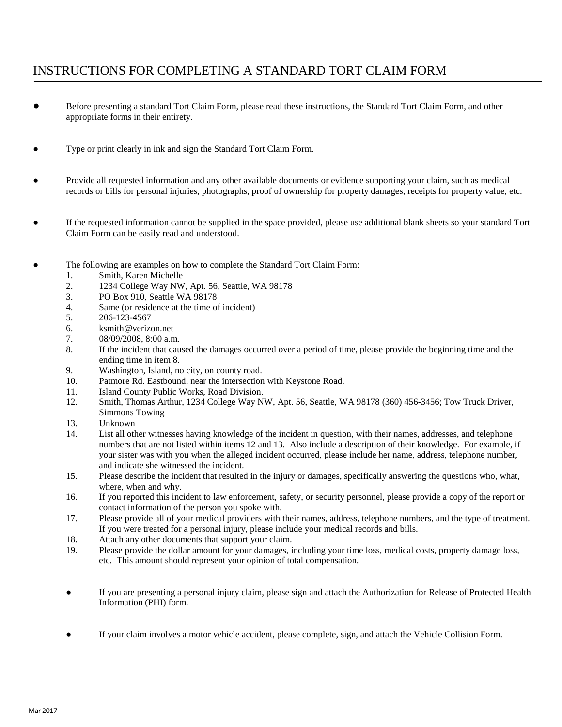# INSTRUCTIONS FOR COMPLETING A STANDARD TORT CLAIM FORM

- Before presenting a standard Tort Claim Form, please read these instructions, the Standard Tort Claim Form, and other appropriate forms in their entirety.

- Type or print clearly in ink and sign the Standard Tort Claim Form.

- Provide all requested information and any other available documents or evidence supporting your claim, such as medical records or bills for personal injuries, photographs, proof of ownership for property damages, receipts for property value, etc.

- If the requested information cannot be supplied in the space provided, please use additional blank sheets so your standard Tort Claim Form can be easily read and understood.

- The following are examples on how to complete the Standard Tort Claim Form:
  1. Smith, Karen Michelle
  2. 1234 College Way NW, Apt. 56, Seattle, WA 98178
  3. PO Box 910, Seattle WA 98178
  4. Same (or residence at the time of incident)
  5. 206-123-4567
  6. ksmith@verizon.net
  7. 08/09/2008, 8:00 a.m.
  8. If the incident that caused the damages occurred over a period of time, please provide the beginning time and the ending time in item 8.
  9. Washington, Island, no city, on county road.
  10. Patmore Rd. Eastbound, near the intersection with Keystone Road.
  11. Island County Public Works, Road Division.
  12. Smith, Thomas Arthur, 1234 College Way NW, Apt. 56, Seattle, WA 98178 (360) 456-3456; Tow Truck Driver, Simmons Towing
  13. Unknown
  14. List all other witnesses having knowledge of the incident in question, with their names, addresses, and telephone numbers that are not listed within items 12 and 13. Also include a description of their knowledge. For example, if your sister was with you when the alleged incident occurred, please include her name, address, telephone number, and indicate she witnessed the incident.
  15. Please describe the incident that resulted in the injury or damages, specifically answering the questions who, what, where, when and why.
  16. If you reported this incident to law enforcement, safety, or security personnel, please provide a copy of the report or contact information of the person you spoke with.
  17. Please provide all of your medical providers with their names, address, telephone numbers, and the type of treatment. If you were treated for a personal injury, please include your medical records and bills.
  18. Attach any other documents that support your claim.
  19. Please provide the dollar amount for your damages, including your time loss, medical costs, property damage loss, etc. This amount should represent your opinion of total compensation.

  - If you are presenting a personal injury claim, please sign and attach the Authorization for Release of Protected Health Information (PHI) form.

  - If your claim involves a motor vehicle accident, please complete, sign, and attach the Vehicle Collision Form.

Mar 2017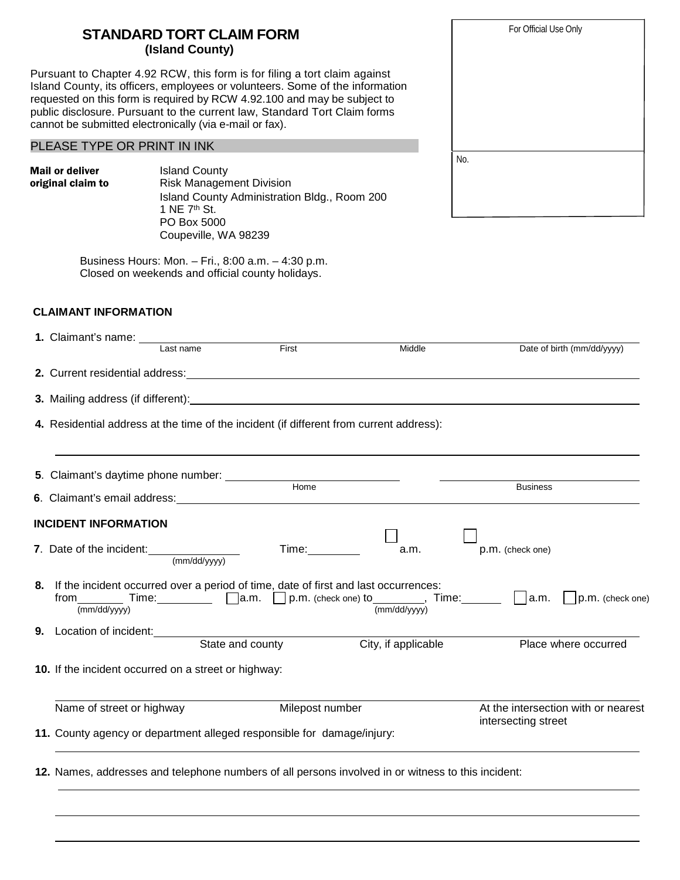# STANDARD TORT CLAIM FORM
## (Island County)

For Official Use Only

No.

Pursuant to Chapter 4.92 RCW, this form is for filing a tort claim against Island County, its officers, employees or volunteers. Some of the information requested on this form is required by RCW 4.92.100 and may be subject to public disclosure. Pursuant to the current law, Standard Tort Claim forms cannot be submitted electronically (via e-mail or fax).

PLEASE TYPE OR PRINT IN INK

**Mail or deliver original claim to**

Island County
Risk Management Division
Island County Administration Bldg., Room 200
1 NE 7th St.
PO Box 5000
Coupeville, WA 98239

Business Hours: Mon. – Fri., 8:00 a.m. – 4:30 p.m.
Closed on weekends and official county holidays.

### CLAIMANT INFORMATION

**1.** Claimant's name: ____________________
Last name    First    Middle    Date of birth (mm/dd/yyyy)

**2.** Current residential address: ____________________

**3.** Mailing address (if different): ____________________

**4.** Residential address at the time of the incident (if different from current address):

____________________

**5**. Claimant's daytime phone number: ____________________ ____________________
Home    Business

**6**. Claimant's email address: ____________________

### INCIDENT INFORMATION

**7**. Date of the incident: __________ (mm/dd/yyyy)    Time: ________ ☐ a.m. ☐ p.m. (check one)

**8.** If the incident occurred over a period of time, date of first and last occurrences:
from ________ (mm/dd/yyyy) Time: ________ ☐ a.m. ☐ p.m. (check one) to ________ (mm/dd/yyyy), Time: ______ ☐ a.m. ☐ p.m. (check one)

**9.** Location of incident: ____________________
State and county    City, if applicable    Place where occurred

**10.** If the incident occurred on a street or highway:

____________________
Name of street or highway    Milepost number    At the intersection with or nearest intersecting street

**11.** County agency or department alleged responsible for damage/injury:

____________________

**12.** Names, addresses and telephone numbers of all persons involved in or witness to this incident:

____________________

____________________

____________________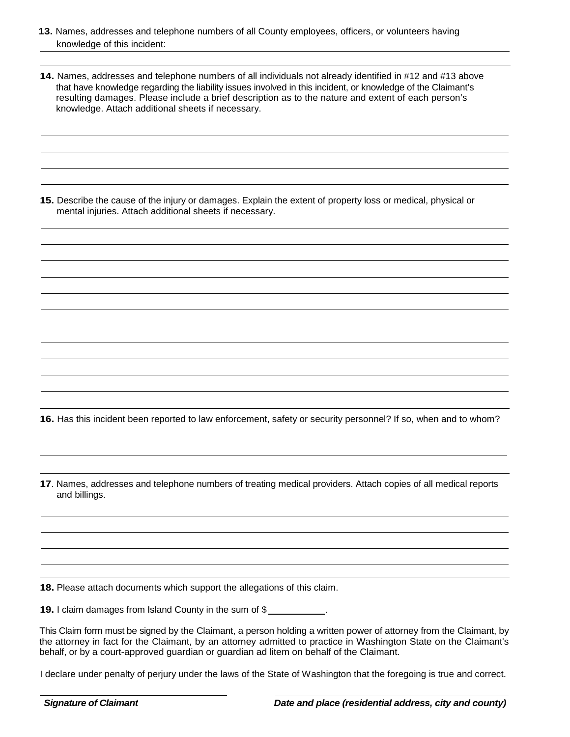**13.** Names, addresses and telephone numbers of all County employees, officers, or volunteers having knowledge of this incident:

**14.** Names, addresses and telephone numbers of all individuals not already identified in #12 and #13 above that have knowledge regarding the liability issues involved in this incident, or knowledge of the Claimant's resulting damages. Please include a brief description as to the nature and extent of each person's knowledge. Attach additional sheets if necessary.

**15.** Describe the cause of the injury or damages. Explain the extent of property loss or medical, physical or mental injuries. Attach additional sheets if necessary.

**16.** Has this incident been reported to law enforcement, safety or security personnel? If so, when and to whom?

**17**. Names, addresses and telephone numbers of treating medical providers. Attach copies of all medical reports and billings.

**18.** Please attach documents which support the allegations of this claim.

**19.** I claim damages from Island County in the sum of $\_\_\_\_\_\_\_\_\_\_\_.

This Claim form must be signed by the Claimant, a person holding a written power of attorney from the Claimant, by the attorney in fact for the Claimant, by an attorney admitted to practice in Washington State on the Claimant's behalf, or by a court-approved guardian or guardian ad litem on behalf of the Claimant.

I declare under penalty of perjury under the laws of the State of Washington that the foregoing is true and correct.

***Signature of Claimant***

***Date and place (residential address, city and county)***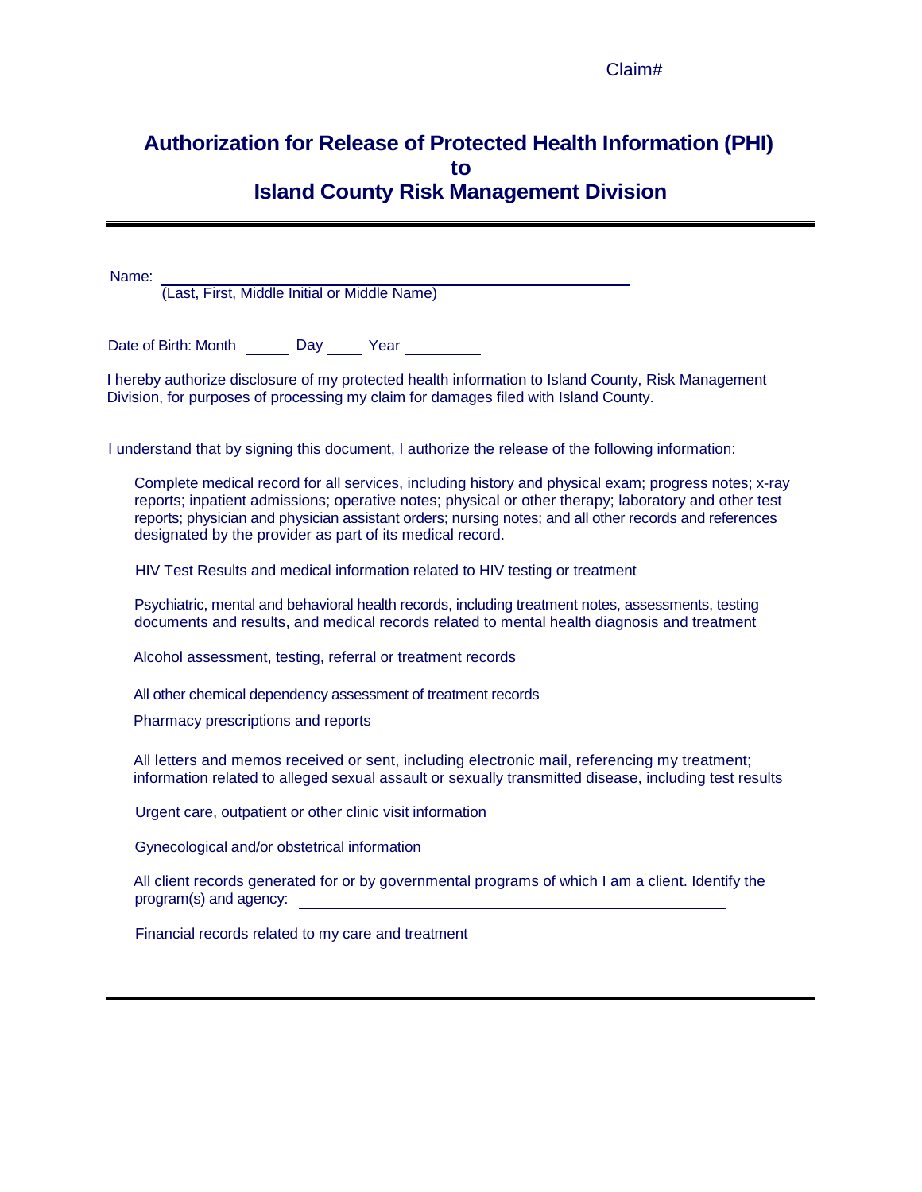Claim# ____________________

# Authorization for Release of Protected Health Information (PHI) to Island County Risk Management Division

Name: ______________________________________________
(Last, First, Middle Initial or Middle Name)

Date of Birth: Month _____ Day ____ Year ________

I hereby authorize disclosure of my protected health information to Island County, Risk Management Division, for purposes of processing my claim for damages filed with Island County.

I understand that by signing this document, I authorize the release of the following information:

Complete medical record for all services, including history and physical exam; progress notes; x-ray reports; inpatient admissions; operative notes; physical or other therapy; laboratory and other test reports; physician and physician assistant orders; nursing notes; and all other records and references designated by the provider as part of its medical record.

HIV Test Results and medical information related to HIV testing or treatment

Psychiatric, mental and behavioral health records, including treatment notes, assessments, testing documents and results, and medical records related to mental health diagnosis and treatment

Alcohol assessment, testing, referral or treatment records

All other chemical dependency assessment of treatment records

Pharmacy prescriptions and reports

All letters and memos received or sent, including electronic mail, referencing my treatment; information related to alleged sexual assault or sexually transmitted disease, including test results

Urgent care, outpatient or other clinic visit information

Gynecological and/or obstetrical information

All client records generated for or by governmental programs of which I am a client. Identify the program(s) and agency: ______________________________________________

Financial records related to my care and treatment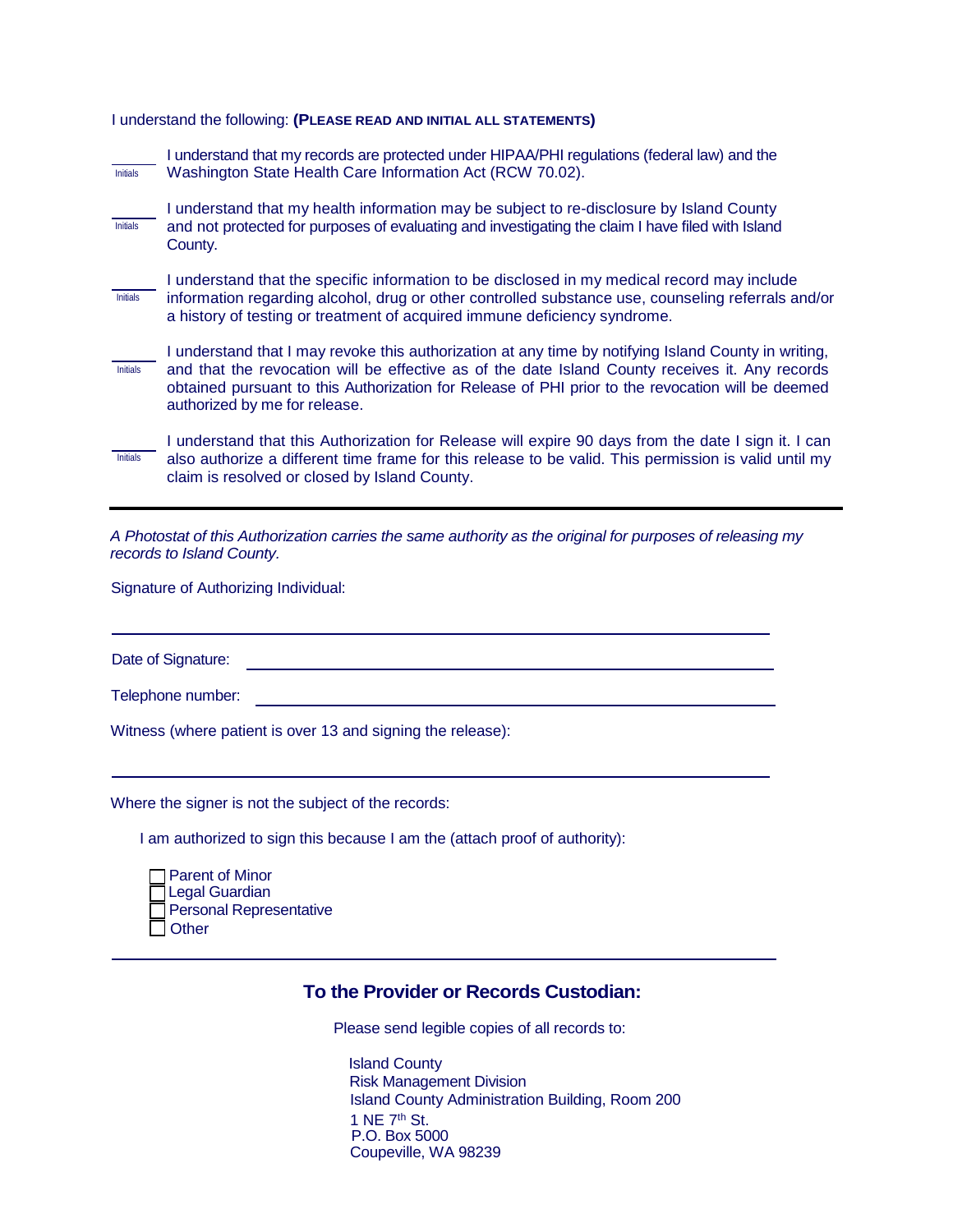I understand the following: **(PLEASE READ AND INITIAL ALL STATEMENTS)**

______ Initials — I understand that my records are protected under HIPAA/PHI regulations (federal law) and the Washington State Health Care Information Act (RCW 70.02).

______ Initials — I understand that my health information may be subject to re-disclosure by Island County and not protected for purposes of evaluating and investigating the claim I have filed with Island County.

______ Initials — I understand that the specific information to be disclosed in my medical record may include information regarding alcohol, drug or other controlled substance use, counseling referrals and/or a history of testing or treatment of acquired immune deficiency syndrome.

______ Initials — I understand that I may revoke this authorization at any time by notifying Island County in writing, and that the revocation will be effective as of the date Island County receives it. Any records obtained pursuant to this Authorization for Release of PHI prior to the revocation will be deemed authorized by me for release.

______ Initials — I understand that this Authorization for Release will expire 90 days from the date I sign it. I can also authorize a different time frame for this release to be valid. This permission is valid until my claim is resolved or closed by Island County.

---

*A Photostat of this Authorization carries the same authority as the original for purposes of releasing my records to Island County.*

Signature of Authorizing Individual:

______________________________________________________________

Date of Signature: ______________________________________________

Telephone number: ______________________________________________

Witness (where patient is over 13 and signing the release):

______________________________________________________________

Where the signer is not the subject of the records:

I am authorized to sign this because I am the (attach proof of authority):

- ☐ Parent of Minor
- ☐ Legal Guardian
- ☐ Personal Representative
- ☐ Other

______________________________________________________________

## To the Provider or Records Custodian:

Please send legible copies of all records to:

Island County  
Risk Management Division  
Island County Administration Building, Room 200  
1 NE 7th St.  
P.O. Box 5000  
Coupeville, WA 98239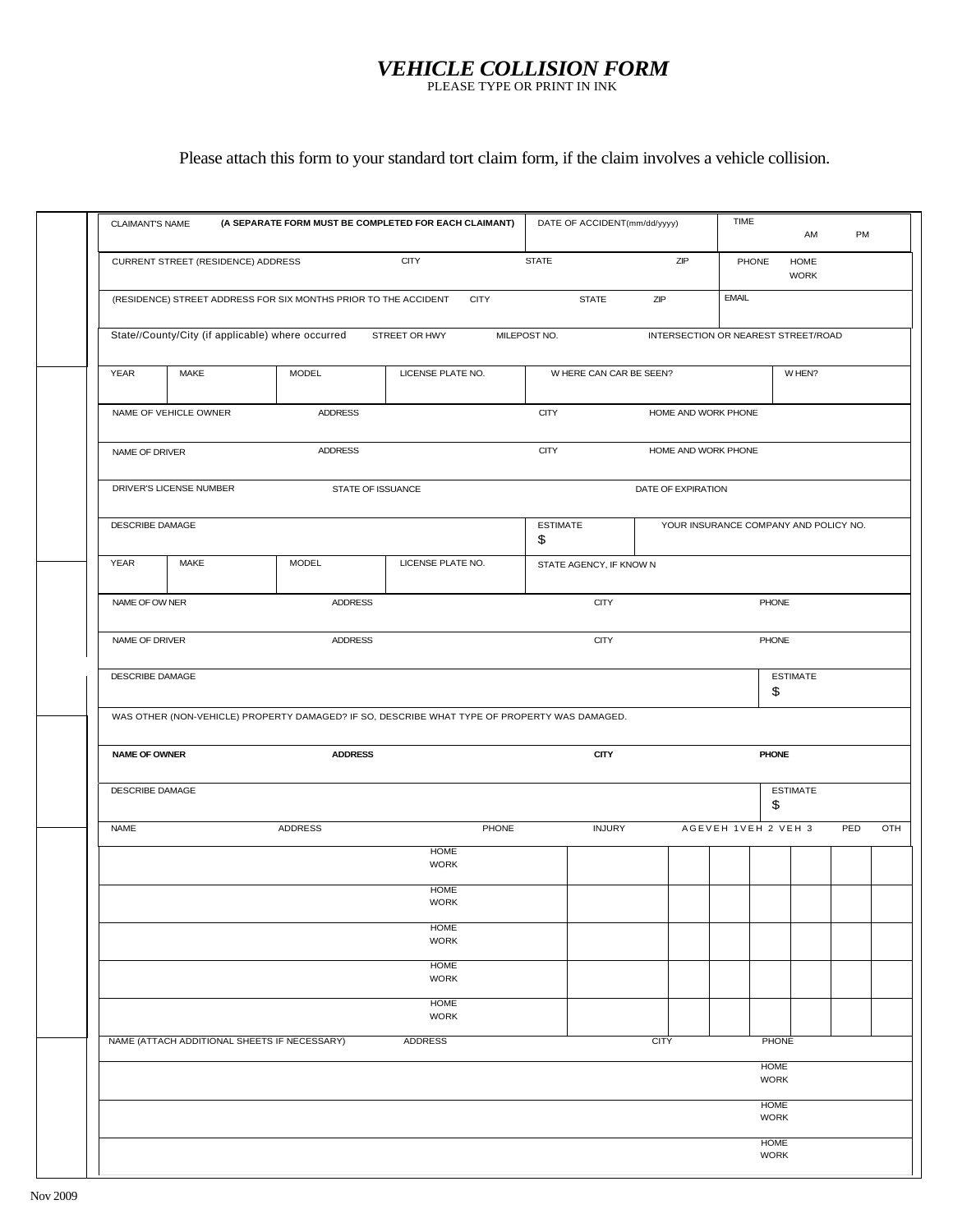# *VEHICLE COLLISION FORM*

PLEASE TYPE OR PRINT IN INK

Please attach this form to your standard tort claim form, if the claim involves a vehicle collision.

| CLAIMANT'S NAME **(A SEPARATE FORM MUST BE COMPLETED FOR EACH CLAIMANT)** | | | | DATE OF ACCIDENT(mm/dd/yyyy) | | TIME AM PM |
|---|---|---|---|---|---|---|
| CURRENT STREET (RESIDENCE) ADDRESS | | CITY | | STATE | ZIP | PHONE HOME WORK |
| (RESIDENCE) STREET ADDRESS FOR SIX MONTHS PRIOR TO THE ACCIDENT | | CITY | | STATE | ZIP | EMAIL |
| State//County/City (if applicable) where occurred | | STREET OR HWY | | MILEPOST NO. | INTERSECTION OR NEAREST STREET/ROAD | |

| YEAR | MAKE | MODEL | LICENSE PLATE NO. | WHERE CAN CAR BE SEEN? | WHEN? |
|---|---|---|---|---|---|
| | | | | | |

| NAME OF VEHICLE OWNER | ADDRESS | CITY | HOME AND WORK PHONE |
|---|---|---|---|
| NAME OF DRIVER | ADDRESS | CITY | HOME AND WORK PHONE |

| DRIVER'S LICENSE NUMBER | STATE OF ISSUANCE | DATE OF EXPIRATION |
|---|---|---|
| | | |

| DESCRIBE DAMAGE | ESTIMATE $ | YOUR INSURANCE COMPANY AND POLICY NO. |
|---|---|---|
| | | |

| YEAR | MAKE | MODEL | LICENSE PLATE NO. | STATE AGENCY, IF KNOWN |
|---|---|---|---|---|
| | | | | |

| NAME OF OWNER | ADDRESS | CITY | PHONE |
|---|---|---|---|
| NAME OF DRIVER | ADDRESS | CITY | PHONE |

| DESCRIBE DAMAGE | ESTIMATE $ |
|---|---|
| | |

WAS OTHER (NON-VEHICLE) PROPERTY DAMAGED? IF SO, DESCRIBE WHAT TYPE OF PROPERTY WAS DAMAGED.

| **NAME OF OWNER** | **ADDRESS** | **CITY** | **PHONE** |
|---|---|---|---|
| | | | |

| DESCRIBE DAMAGE | ESTIMATE $ |
|---|---|
| | |

| NAME | ADDRESS | PHONE | INJURY | AGE | VEH 1 | VEH 2 | VEH 3 | PED | OTH |
|---|---|---|---|---|---|---|---|---|---|
| | | HOME WORK | | | | | | | |
| | | HOME WORK | | | | | | | |
| | | HOME WORK | | | | | | | |
| | | HOME WORK | | | | | | | |
| | | HOME WORK | | | | | | | |

| NAME (ATTACH ADDITIONAL SHEETS IF NECESSARY) | ADDRESS | CITY | PHONE |
|---|---|---|---|
| | | | HOME WORK |
| | | | HOME WORK |
| | | | HOME WORK |

Nov 2009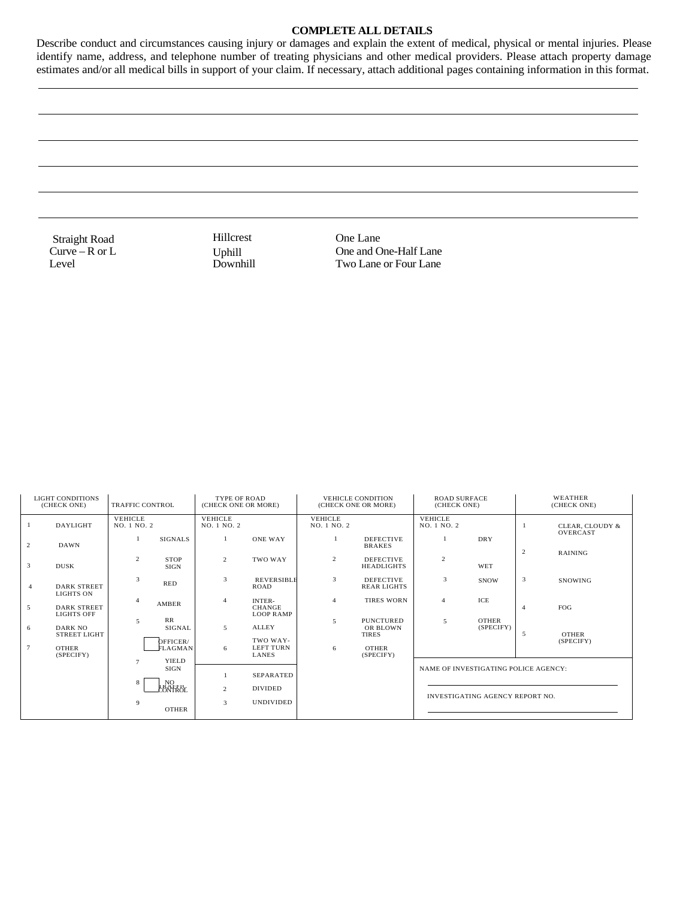**COMPLETE ALL DETAILS**

Describe conduct and circumstances causing injury or damages and explain the extent of medical, physical or mental injuries. Please identify name, address, and telephone number of treating physicians and other medical providers. Please attach property damage estimates and/or all medical bills in support of your claim. If necessary, attach additional pages containing information in this format.

___

___

___

___

___

___

| | | |
|---|---|---|
| Straight Road | Hillcrest | One Lane |
| Curve – R or L | Uphill | One and One-Half Lane |
| Level | Downhill | Two Lane or Four Lane |

| LIGHT CONDITIONS (CHECK ONE) | | TRAFFIC CONTROL | | TYPE OF ROAD (CHECK ONE OR MORE) | | VEHICLE CONDITION (CHECK ONE OR MORE) | | ROAD SURFACE (CHECK ONE) | | WEATHER (CHECK ONE) | |
|---|---|---|---|---|---|---|---|---|---|---|---|
| | | VEHICLE NO. 1 NO. 2 | | VEHICLE NO. 1 NO. 2 | | VEHICLE NO. 1 NO. 2 | | VEHICLE NO. 1 NO. 2 | | | |
| 1 | DAYLIGHT | 1 | SIGNALS | 1 | ONE WAY | 1 | DEFECTIVE BRAKES | 1 | DRY | 1 | CLEAR, CLOUDY & OVERCAST |
| 2 | DAWN | 2 | STOP SIGN | 2 | TWO WAY | 2 | DEFECTIVE HEADLIGHTS | 2 | WET | 2 | RAINING |
| 3 | DUSK | 3 | RED | 3 | REVERSIBLE ROAD | 3 | DEFECTIVE REAR LIGHTS | 3 | SNOW | 3 | SNOWING |
| 4 | DARK STREET LIGHTS ON | 4 | AMBER | 4 | INTER-CHANGE LOOP RAMP | 4 | TIRES WORN | 4 | ICE | 4 | FOG |
| 5 | DARK STREET LIGHTS OFF | 5 | RR SIGNAL | 5 | ALLEY | 5 | PUNCTURED OR BLOWN TIRES | 5 | OTHER (SPECIFY) | 5 | OTHER (SPECIFY) |
| 6 | DARK NO STREET LIGHT | | OFFICER/ FLAGMAN | 6 | TWO WAY-LEFT TURN LANES | 6 | OTHER (SPECIFY) | | | | |
| 7 | OTHER (SPECIFY) | 7 | YIELD SIGN | 1 | SEPARATED | | | NAME OF INVESTIGATING POLICE AGENCY: | | | |
| | | 8 | NO TRAFFIC CONTROL | 2 | DIVIDED | | | | | | |
| | | 9 | OTHER | 3 | UNDIVIDED | | | INVESTIGATING AGENCY REPORT NO. | | | |